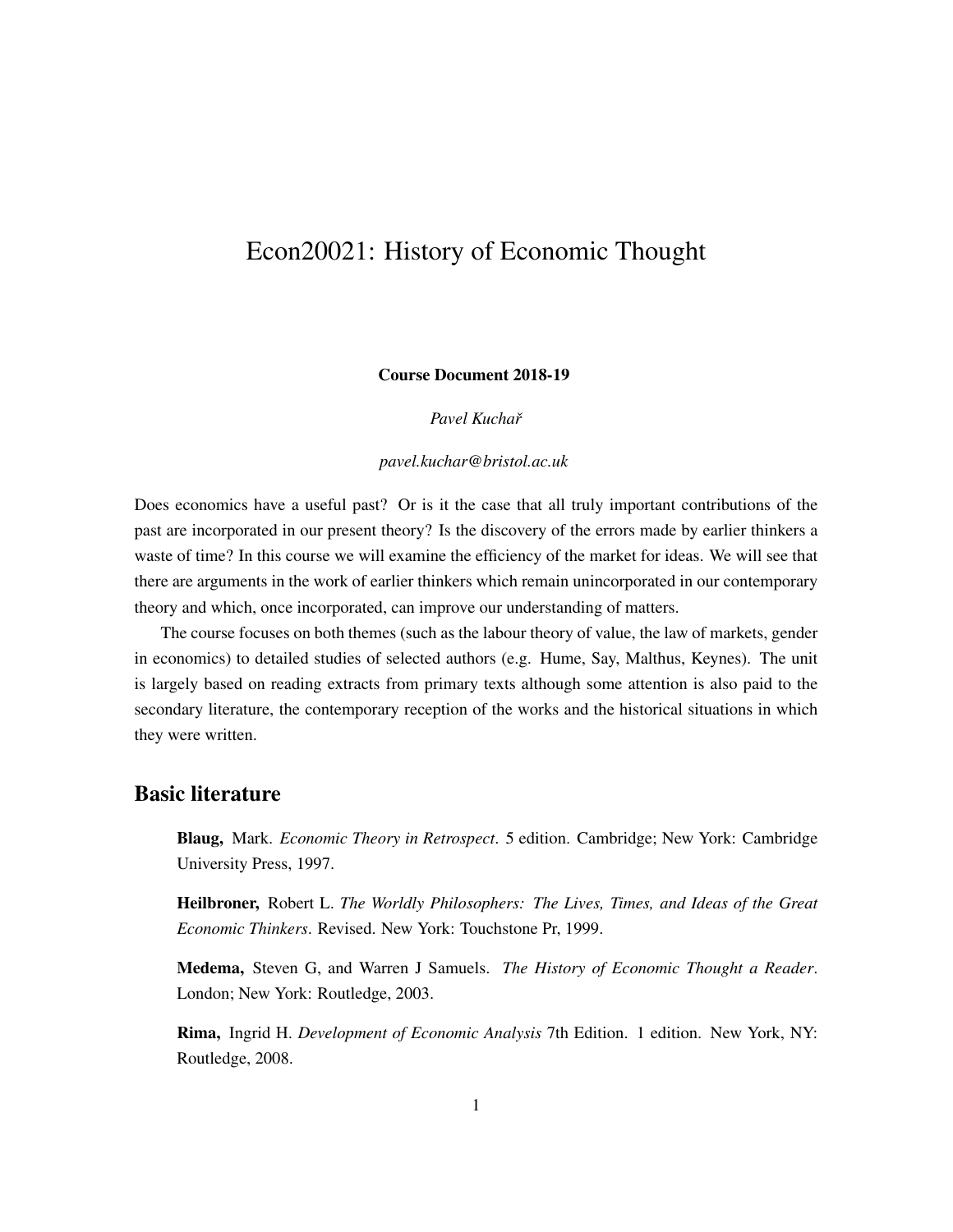# Econ20021: History of Economic Thought

**Course Document 2018-19**

*Pavel Kuchař*

*pavel.kuchar@bristol.ac.uk*

Does economics have a useful past? Or is it the case that all truly important contributions of the past are incorporated in our present theory? Is the discovery of the errors made by earlier thinkers a waste of time? In this course we will examine the efficiency of the market for ideas. We will see that there are arguments in the work of earlier thinkers which remain unincorporated in our contemporary theory and which, once incorporated, can improve our understanding of matters.

The course focuses on both themes (such as the labour theory of value, the law of markets, gender in economics) to detailed studies of selected authors (e.g. Hume, Say, Malthus, Keynes). The unit is largely based on reading extracts from primary texts although some attention is also paid to the secondary literature, the contemporary reception of the works and the historical situations in which they were written.

## Basic literature

**Blaug,** Mark. *Economic Theory in Retrospect*. 5 edition. Cambridge; New York: Cambridge University Press, 1997.

**Heilbroner,** Robert L. *The Worldly Philosophers: The Lives, Times, and Ideas of the Great Economic Thinkers*. Revised. New York: Touchstone Pr, 1999.

**Medema,** Steven G, and Warren J Samuels. *The History of Economic Thought a Reader*. London; New York: Routledge, 2003.

**Rima,** Ingrid H. *Development of Economic Analysis* 7th Edition. 1 edition. New York, NY: Routledge, 2008.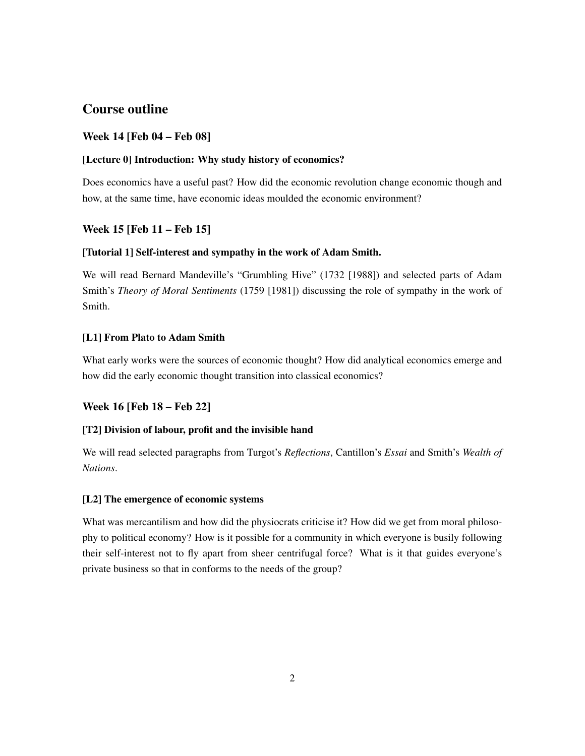## Course outline

### Week 14 [Feb 04 – Feb 08]

#### [Lecture 0] Introduction: Why study history of economics?

Does economics have a useful past? How did the economic revolution change economic though and how, at the same time, have economic ideas moulded the economic environment?

### Week 15 [Feb 11 – Feb 15]

#### [Tutorial 1] Self-interest and sympathy in the work of Adam Smith.

We will read Bernard Mandeville's "Grumbling Hive" (1732 [1988]) and selected parts of Adam Smith's *Theory of Moral Sentiments* (1759 [1981]) discussing the role of sympathy in the work of Smith.

#### [L1] From Plato to Adam Smith

What early works were the sources of economic thought? How did analytical economics emerge and how did the early economic thought transition into classical economics?

### Week 16 [Feb 18 – Feb 22]

#### [T2] Division of labour, profit and the invisible hand

We will read selected paragraphs from Turgot's *Reflections*, Cantillon's *Essai* and Smith's *Wealth of Nations*.

#### [L2] The emergence of economic systems

What was mercantilism and how did the physiocrats criticise it? How did we get from moral philosophy to political economy? How is it possible for a community in which everyone is busily following their self-interest not to fly apart from sheer centrifugal force? What is it that guides everyone's private business so that in conforms to the needs of the group?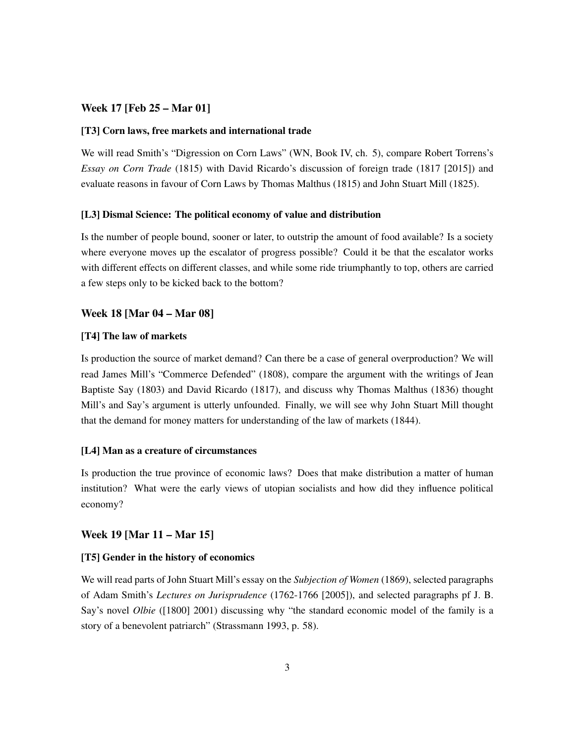## Week 17 [Feb 25 – Mar 01]

### [T3] Corn laws, free markets and international trade

We will read Smith's "Digression on Corn Laws" (WN, Book IV, ch. 5), compare Robert Torrens's *Essay on Corn Trade* (1815) with David Ricardo's discussion of foreign trade (1817 [2015]) and evaluate reasons in favour of Corn Laws by Thomas Malthus (1815) and John Stuart Mill (1825).

### [L3] Dismal Science: The political economy of value and distribution

Is the number of people bound, sooner or later, to outstrip the amount of food available? Is a society where everyone moves up the escalator of progress possible? Could it be that the escalator works with different effects on different classes, and while some ride triumphantly to top, others are carried a few steps only to be kicked back to the bottom?

## Week 18 [Mar 04 – Mar 08]

### [T4] The law of markets

Is production the source of market demand? Can there be a case of general overproduction? We will read James Mill's "Commerce Defended" (1808), compare the argument with the writings of Jean Baptiste Say (1803) and David Ricardo (1817), and discuss why Thomas Malthus (1836) thought Mill's and Say's argument is utterly unfounded. Finally, we will see why John Stuart Mill thought that the demand for money matters for understanding of the law of markets (1844).

### [L4] Man as a creature of circumstances

Is production the true province of economic laws? Does that make distribution a matter of human institution? What were the early views of utopian socialists and how did they influence political economy?

## Week 19 [Mar 11 – Mar 15]

### [T5] Gender in the history of economics

We will read parts of John Stuart Mill's essay on the *Subjection of Women* (1869), selected paragraphs of Adam Smith's *Lectures on Jurisprudence* (1762-1766 [2005]), and selected paragraphs pf J. B. Say's novel *Olbie* ([1800] 2001) discussing why "the standard economic model of the family is a story of a benevolent patriarch" (Strassmann 1993, p. 58).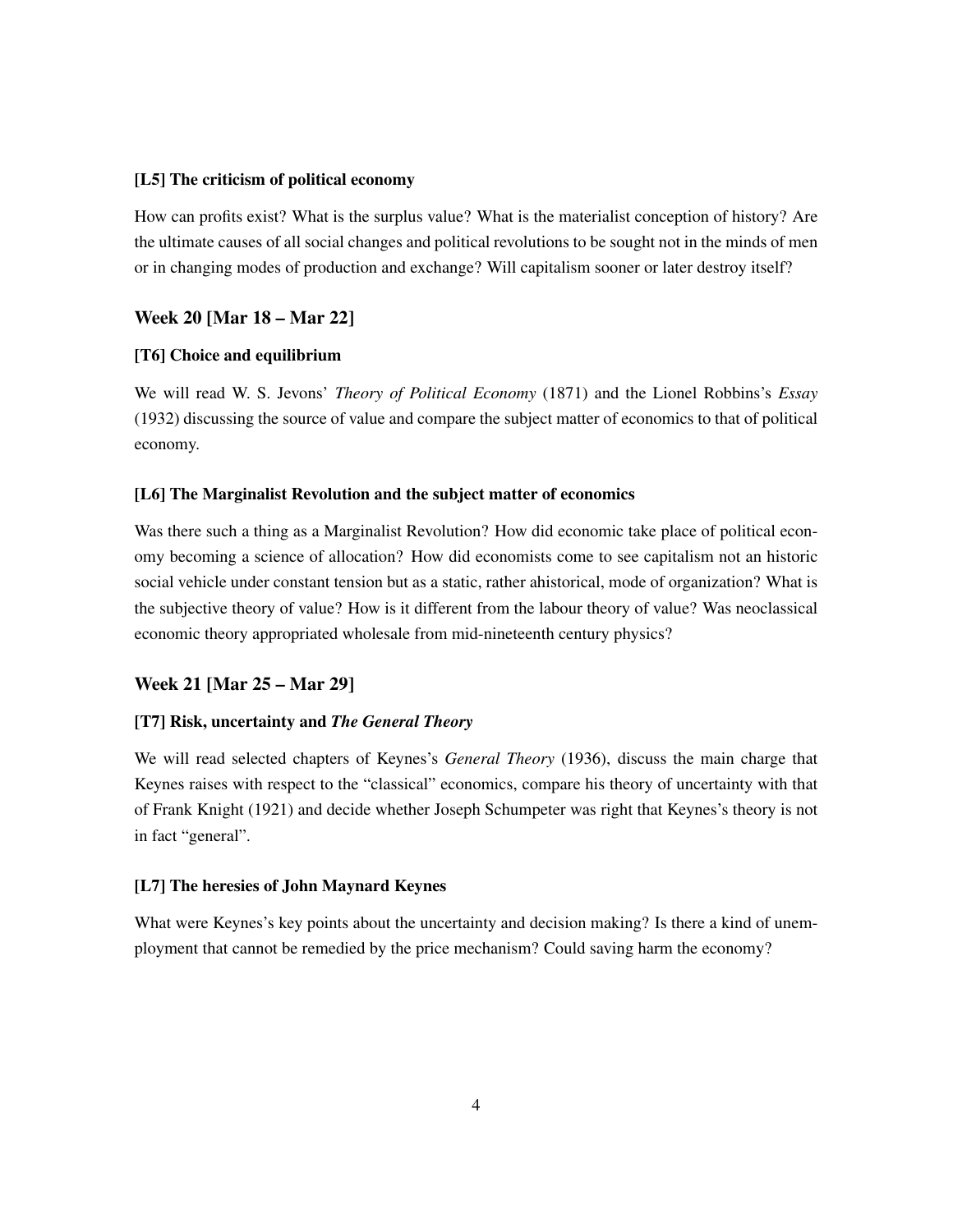### [L5] The criticism of political economy

How can profits exist? What is the surplus value? What is the materialist conception of history? Are the ultimate causes of all social changes and political revolutions to be sought not in the minds of men or in changing modes of production and exchange? Will capitalism sooner or later destroy itself?

## Week 20 [Mar 18 – Mar 22]

### [T6] Choice and equilibrium

We will read W. S. Jevons' *Theory of Political Economy* (1871) and the Lionel Robbins's *Essay* (1932) discussing the source of value and compare the subject matter of economics to that of political economy.

### [L6] The Marginalist Revolution and the subject matter of economics

Was there such a thing as a Marginalist Revolution? How did economic take place of political economy becoming a science of allocation? How did economists come to see capitalism not an historic social vehicle under constant tension but as a static, rather ahistorical, mode of organization? What is the subjective theory of value? How is it different from the labour theory of value? Was neoclassical economic theory appropriated wholesale from mid-nineteenth century physics?

## Week 21 [Mar 25 – Mar 29]

### [T7] Risk, uncertainty and *The General Theory*

We will read selected chapters of Keynes's *General Theory* (1936), discuss the main charge that Keynes raises with respect to the "classical" economics, compare his theory of uncertainty with that of Frank Knight (1921) and decide whether Joseph Schumpeter was right that Keynes's theory is not in fact "general".

### [L7] The heresies of John Maynard Keynes

What were Keynes's key points about the uncertainty and decision making? Is there a kind of unemployment that cannot be remedied by the price mechanism? Could saving harm the economy?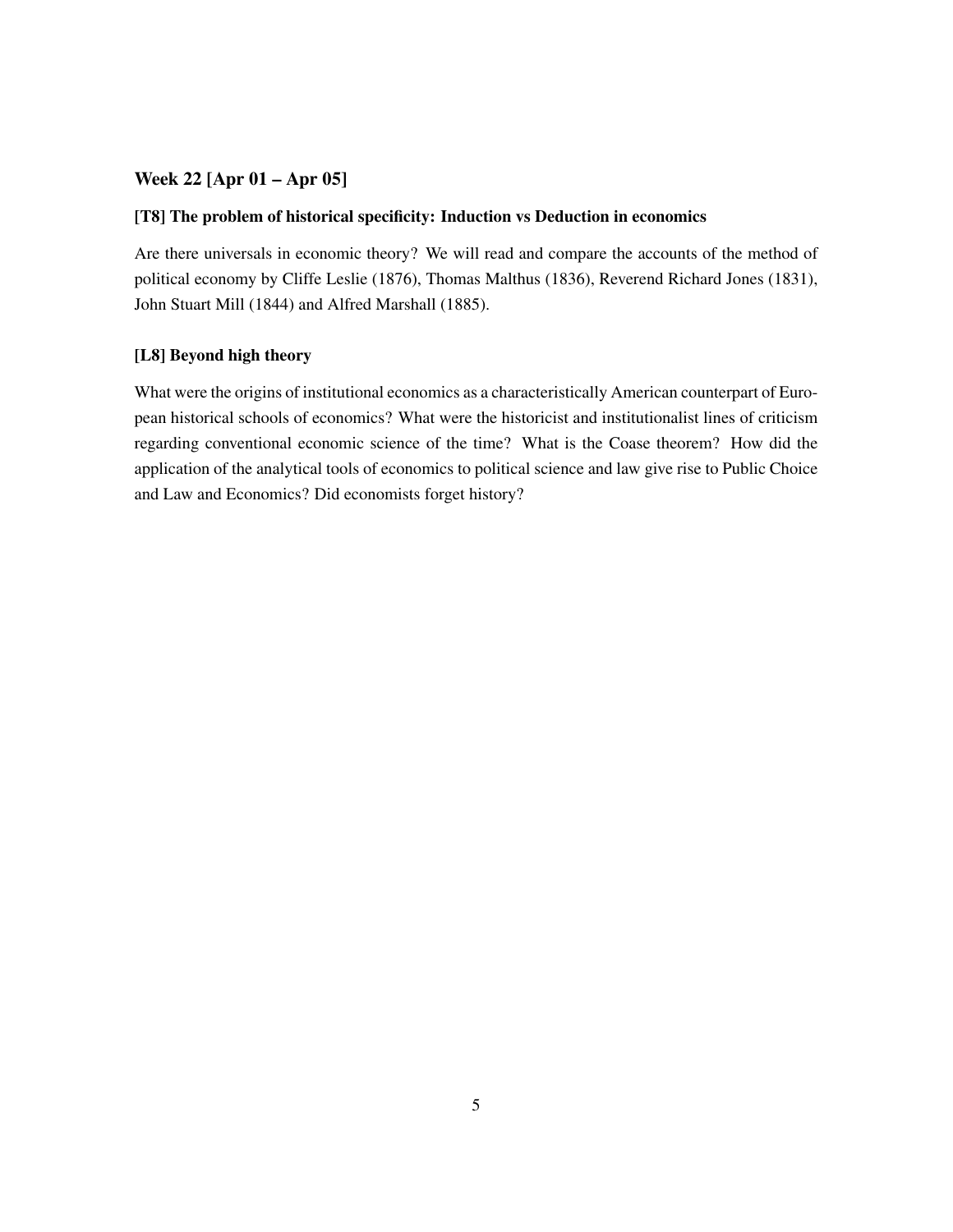### Week 22 [Apr 01 – Apr 05]

#### [T8] The problem of historical specificity: Induction vs Deduction in economics

Are there universals in economic theory? We will read and compare the accounts of the method of political economy by Cliffe Leslie (1876), Thomas Malthus (1836), Reverend Richard Jones (1831), John Stuart Mill (1844) and Alfred Marshall (1885).

#### [L8] Beyond high theory

What were the origins of institutional economics as a characteristically American counterpart of European historical schools of economics? What were the historicist and institutionalist lines of criticism regarding conventional economic science of the time? What is the Coase theorem? How did the application of the analytical tools of economics to political science and law give rise to Public Choice and Law and Economics? Did economists forget history?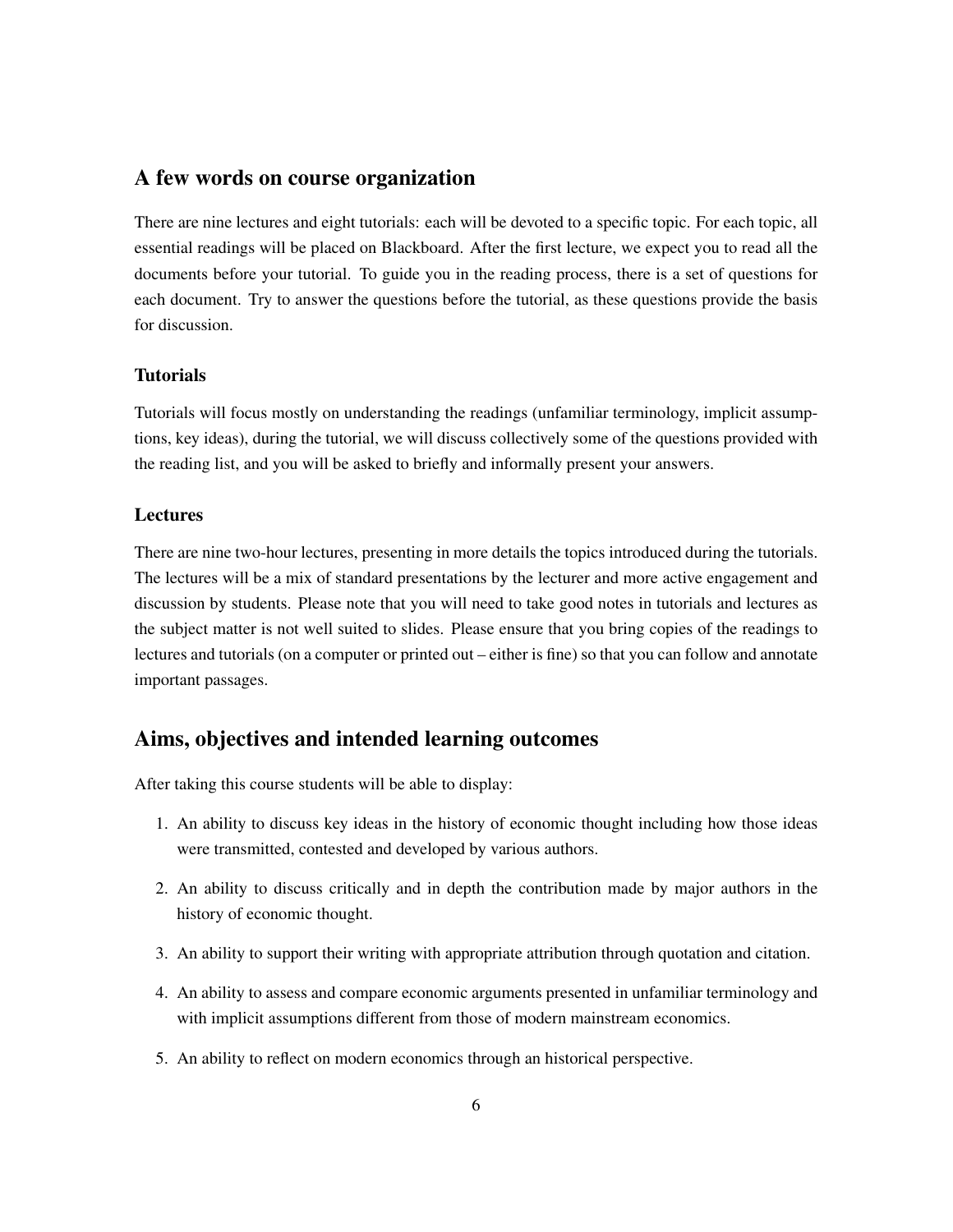## A few words on course organization

There are nine lectures and eight tutorials: each will be devoted to a specific topic. For each topic, all essential readings will be placed on Blackboard. After the first lecture, we expect you to read all the documents before your tutorial. To guide you in the reading process, there is a set of questions for each document. Try to answer the questions before the tutorial, as these questions provide the basis for discussion.

### Tutorials

Tutorials will focus mostly on understanding the readings (unfamiliar terminology, implicit assumptions, key ideas), during the tutorial, we will discuss collectively some of the questions provided with the reading list, and you will be asked to briefly and informally present your answers.

### Lectures

There are nine two-hour lectures, presenting in more details the topics introduced during the tutorials. The lectures will be a mix of standard presentations by the lecturer and more active engagement and discussion by students. Please note that you will need to take good notes in tutorials and lectures as the subject matter is not well suited to slides. Please ensure that you bring copies of the readings to lectures and tutorials (on a computer or printed out – either is fine) so that you can follow and annotate important passages.

## Aims, objectives and intended learning outcomes

After taking this course students will be able to display:

1. An ability to discuss key ideas in the history of economic thought including how those ideas were transmitted, contested and developed by various authors.
2. An ability to discuss critically and in depth the contribution made by major authors in the history of economic thought.
3. An ability to support their writing with appropriate attribution through quotation and citation.
4. An ability to assess and compare economic arguments presented in unfamiliar terminology and with implicit assumptions different from those of modern mainstream economics.
5. An ability to reflect on modern economics through an historical perspective.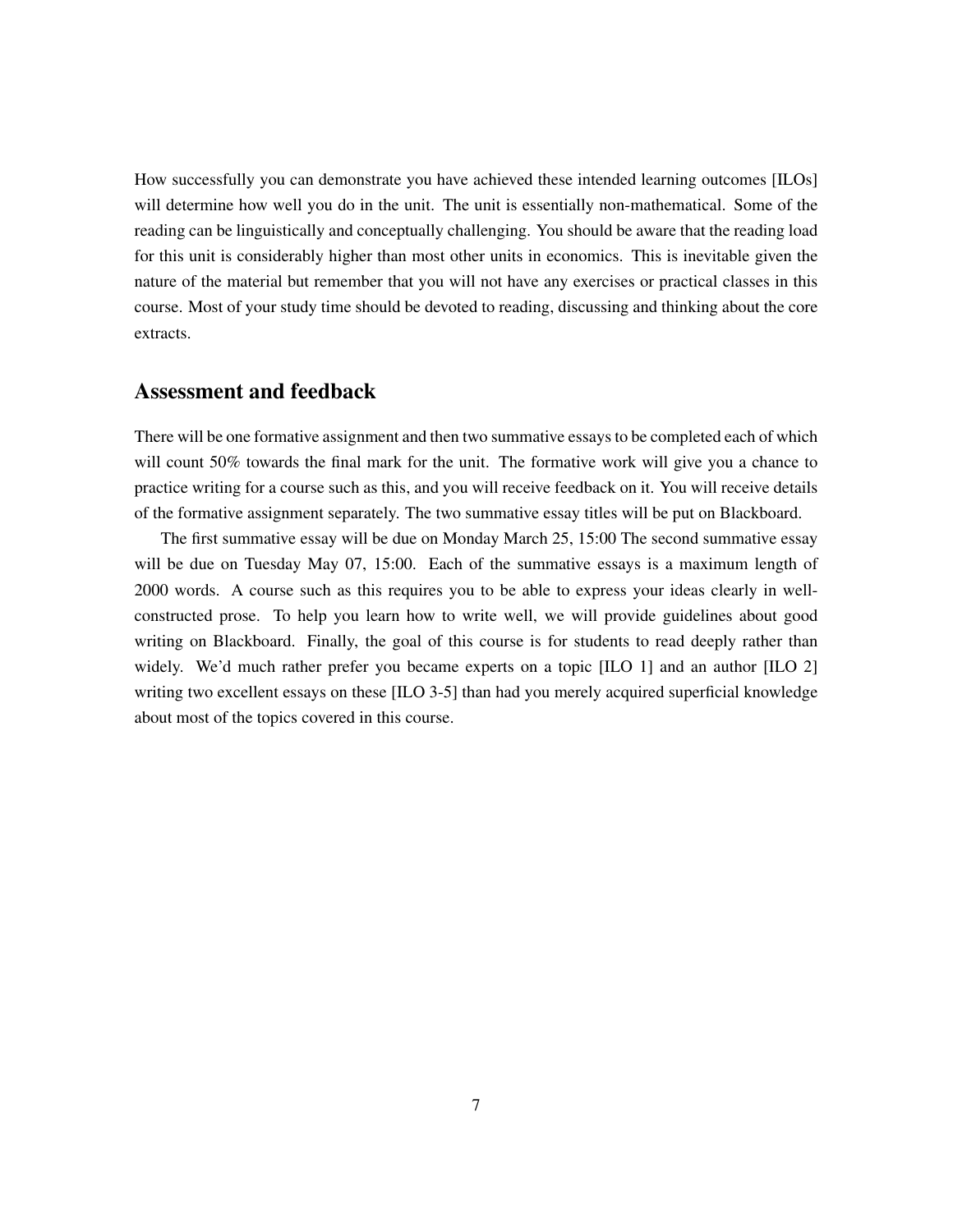How successfully you can demonstrate you have achieved these intended learning outcomes [ILOs] will determine how well you do in the unit. The unit is essentially non-mathematical. Some of the reading can be linguistically and conceptually challenging. You should be aware that the reading load for this unit is considerably higher than most other units in economics. This is inevitable given the nature of the material but remember that you will not have any exercises or practical classes in this course. Most of your study time should be devoted to reading, discussing and thinking about the core extracts.

## Assessment and feedback

There will be one formative assignment and then two summative essays to be completed each of which will count 50% towards the final mark for the unit. The formative work will give you a chance to practice writing for a course such as this, and you will receive feedback on it. You will receive details of the formative assignment separately. The two summative essay titles will be put on Blackboard.

The first summative essay will be due on Monday March 25, 15:00 The second summative essay will be due on Tuesday May 07, 15:00. Each of the summative essays is a maximum length of 2000 words. A course such as this requires you to be able to express your ideas clearly in well-constructed prose. To help you learn how to write well, we will provide guidelines about good writing on Blackboard. Finally, the goal of this course is for students to read deeply rather than widely. We'd much rather prefer you became experts on a topic [ILO 1] and an author [ILO 2] writing two excellent essays on these [ILO 3-5] than had you merely acquired superficial knowledge about most of the topics covered in this course.